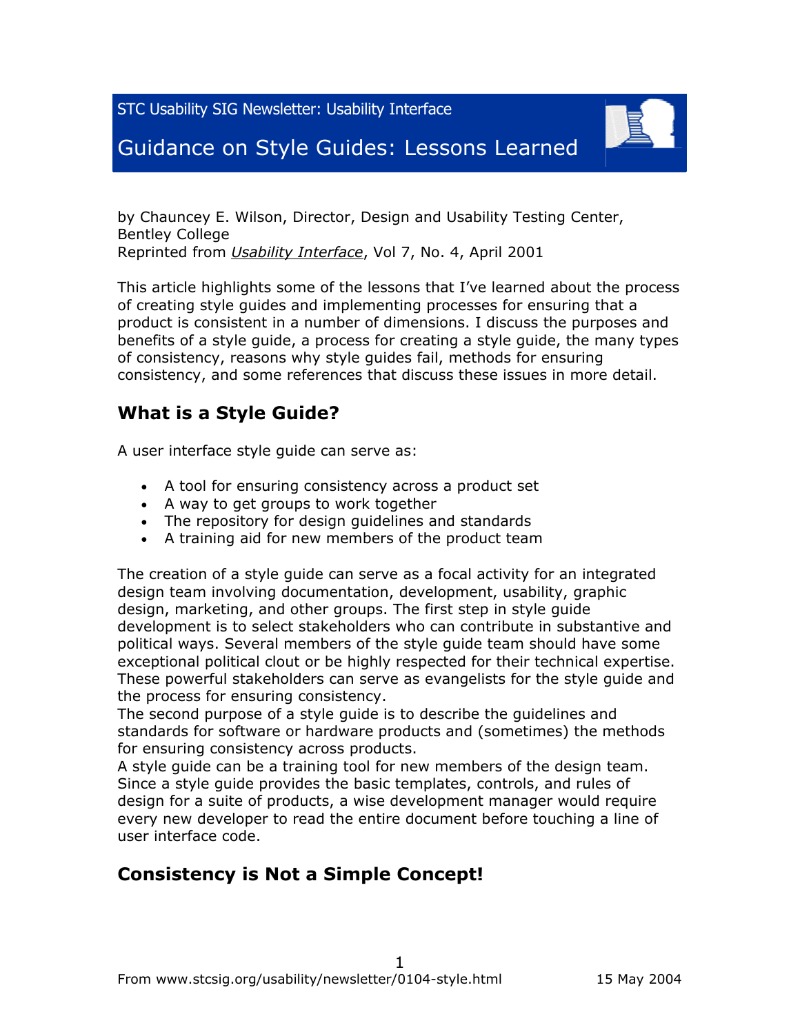STC Usability SIG Newsletter: Usability Interface

# Guidance on Style Guides: Lessons Learned

by Chauncey E. Wilson, Director, Design and Usability Testing Center, Bentley College
Reprinted from *Usability Interface*, Vol 7, No. 4, April 2001

This article highlights some of the lessons that I've learned about the process of creating style guides and implementing processes for ensuring that a product is consistent in a number of dimensions. I discuss the purposes and benefits of a style guide, a process for creating a style guide, the many types of consistency, reasons why style guides fail, methods for ensuring consistency, and some references that discuss these issues in more detail.

## What is a Style Guide?

A user interface style guide can serve as:

- A tool for ensuring consistency across a product set
- A way to get groups to work together
- The repository for design guidelines and standards
- A training aid for new members of the product team

The creation of a style guide can serve as a focal activity for an integrated design team involving documentation, development, usability, graphic design, marketing, and other groups. The first step in style guide development is to select stakeholders who can contribute in substantive and political ways. Several members of the style guide team should have some exceptional political clout or be highly respected for their technical expertise. These powerful stakeholders can serve as evangelists for the style guide and the process for ensuring consistency.
The second purpose of a style guide is to describe the guidelines and standards for software or hardware products and (sometimes) the methods for ensuring consistency across products.
A style guide can be a training tool for new members of the design team. Since a style guide provides the basic templates, controls, and rules of design for a suite of products, a wise development manager would require every new developer to read the entire document before touching a line of user interface code.

## Consistency is Not a Simple Concept!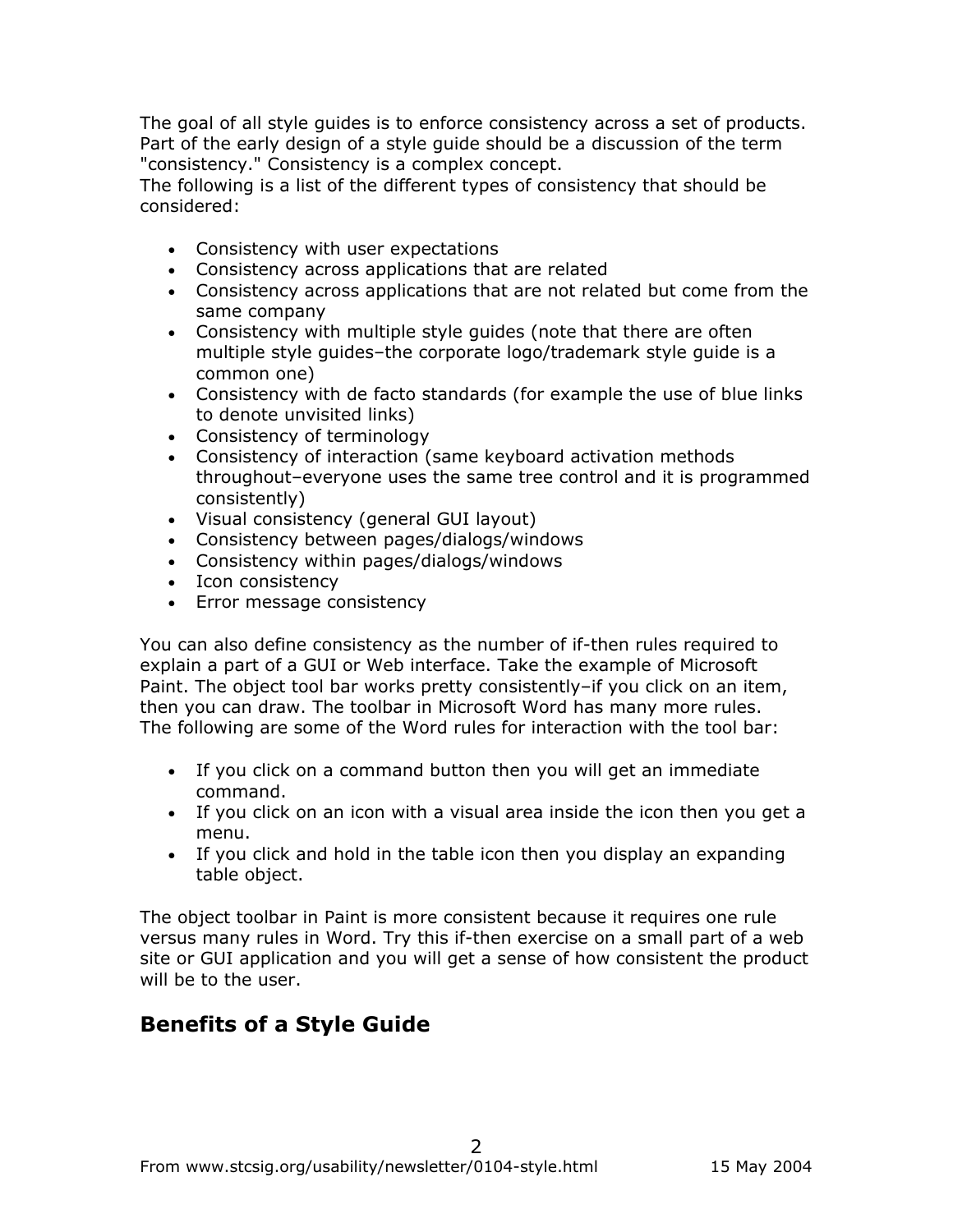The goal of all style guides is to enforce consistency across a set of products. Part of the early design of a style guide should be a discussion of the term "consistency." Consistency is a complex concept.
The following is a list of the different types of consistency that should be considered:

- Consistency with user expectations
- Consistency across applications that are related
- Consistency across applications that are not related but come from the same company
- Consistency with multiple style guides (note that there are often multiple style guides–the corporate logo/trademark style guide is a common one)
- Consistency with de facto standards (for example the use of blue links to denote unvisited links)
- Consistency of terminology
- Consistency of interaction (same keyboard activation methods throughout–everyone uses the same tree control and it is programmed consistently)
- Visual consistency (general GUI layout)
- Consistency between pages/dialogs/windows
- Consistency within pages/dialogs/windows
- Icon consistency
- Error message consistency

You can also define consistency as the number of if-then rules required to explain a part of a GUI or Web interface. Take the example of Microsoft Paint. The object tool bar works pretty consistently–if you click on an item, then you can draw. The toolbar in Microsoft Word has many more rules. The following are some of the Word rules for interaction with the tool bar:

- If you click on a command button then you will get an immediate command.
- If you click on an icon with a visual area inside the icon then you get a menu.
- If you click and hold in the table icon then you display an expanding table object.

The object toolbar in Paint is more consistent because it requires one rule versus many rules in Word. Try this if-then exercise on a small part of a web site or GUI application and you will get a sense of how consistent the product will be to the user.

## Benefits of a Style Guide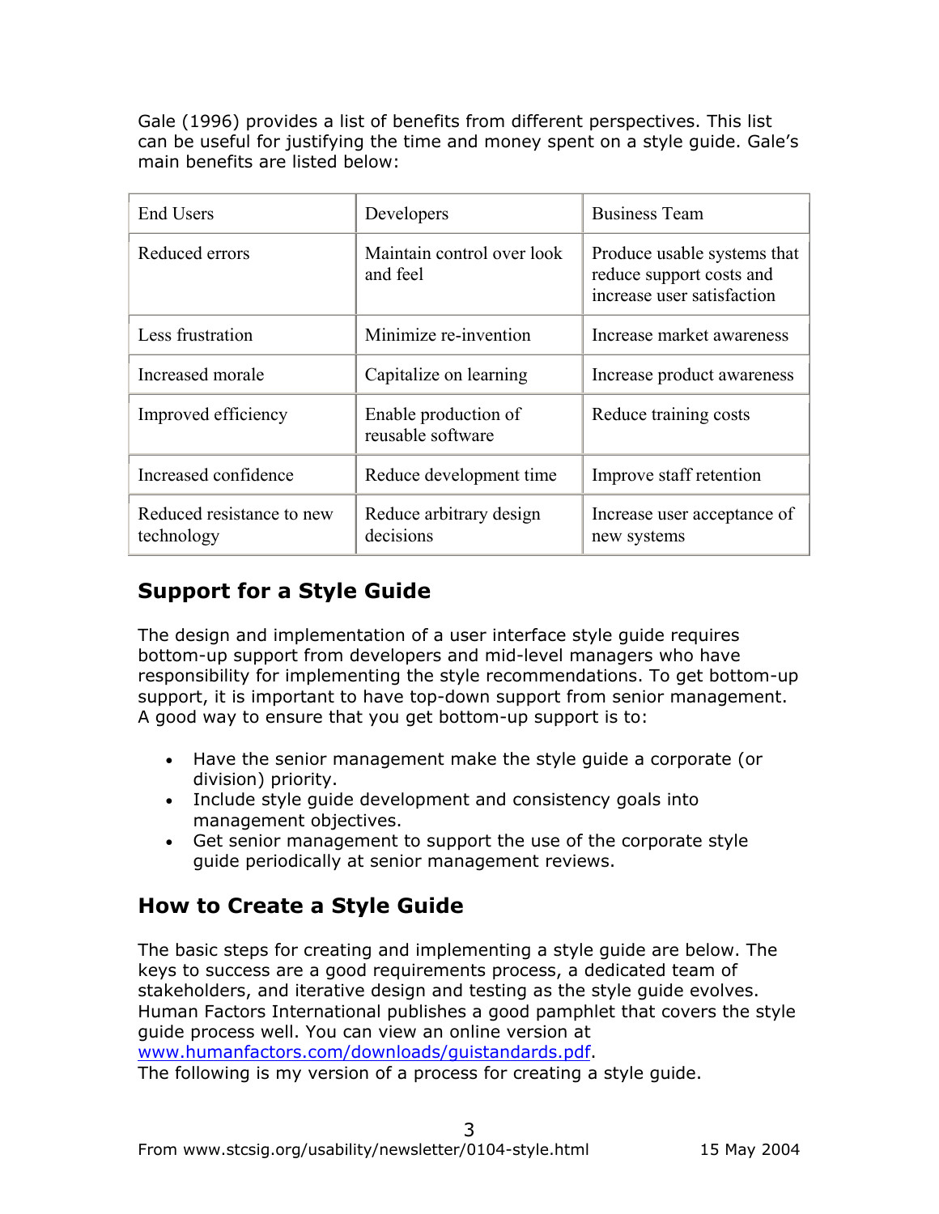Gale (1996) provides a list of benefits from different perspectives. This list can be useful for justifying the time and money spent on a style guide. Gale's main benefits are listed below:

| End Users | Developers | Business Team |
|---|---|---|
| Reduced errors | Maintain control over look and feel | Produce usable systems that reduce support costs and increase user satisfaction |
| Less frustration | Minimize re-invention | Increase market awareness |
| Increased morale | Capitalize on learning | Increase product awareness |
| Improved efficiency | Enable production of reusable software | Reduce training costs |
| Increased confidence | Reduce development time | Improve staff retention |
| Reduced resistance to new technology | Reduce arbitrary design decisions | Increase user acceptance of new systems |

## Support for a Style Guide

The design and implementation of a user interface style guide requires bottom-up support from developers and mid-level managers who have responsibility for implementing the style recommendations. To get bottom-up support, it is important to have top-down support from senior management. A good way to ensure that you get bottom-up support is to:

- Have the senior management make the style guide a corporate (or division) priority.
- Include style guide development and consistency goals into management objectives.
- Get senior management to support the use of the corporate style guide periodically at senior management reviews.

## How to Create a Style Guide

The basic steps for creating and implementing a style guide are below. The keys to success are a good requirements process, a dedicated team of stakeholders, and iterative design and testing as the style guide evolves. Human Factors International publishes a good pamphlet that covers the style guide process well. You can view an online version at www.humanfactors.com/downloads/guistandards.pdf.
The following is my version of a process for creating a style guide.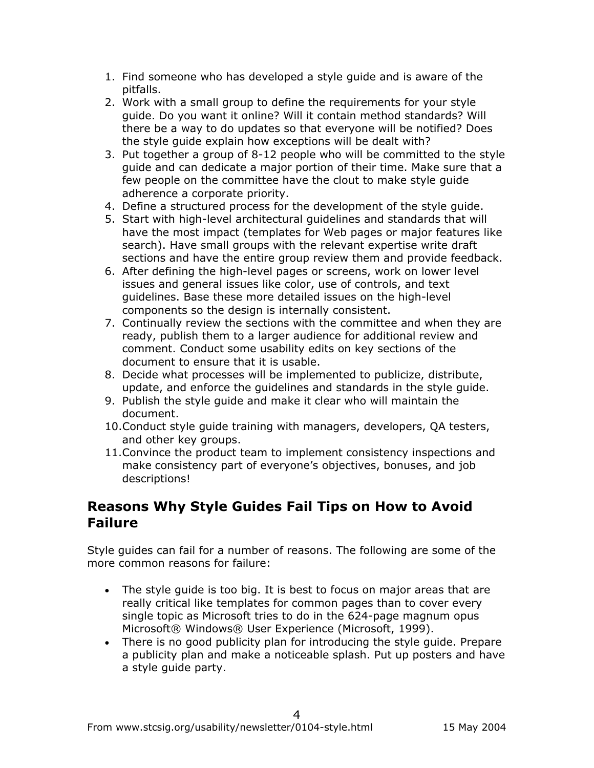1. Find someone who has developed a style guide and is aware of the pitfalls.
2. Work with a small group to define the requirements for your style guide. Do you want it online? Will it contain method standards? Will there be a way to do updates so that everyone will be notified? Does the style guide explain how exceptions will be dealt with?
3. Put together a group of 8-12 people who will be committed to the style guide and can dedicate a major portion of their time. Make sure that a few people on the committee have the clout to make style guide adherence a corporate priority.
4. Define a structured process for the development of the style guide.
5. Start with high-level architectural guidelines and standards that will have the most impact (templates for Web pages or major features like search). Have small groups with the relevant expertise write draft sections and have the entire group review them and provide feedback.
6. After defining the high-level pages or screens, work on lower level issues and general issues like color, use of controls, and text guidelines. Base these more detailed issues on the high-level components so the design is internally consistent.
7. Continually review the sections with the committee and when they are ready, publish them to a larger audience for additional review and comment. Conduct some usability edits on key sections of the document to ensure that it is usable.
8. Decide what processes will be implemented to publicize, distribute, update, and enforce the guidelines and standards in the style guide.
9. Publish the style guide and make it clear who will maintain the document.
10. Conduct style guide training with managers, developers, QA testers, and other key groups.
11. Convince the product team to implement consistency inspections and make consistency part of everyone's objectives, bonuses, and job descriptions!

## Reasons Why Style Guides Fail Tips on How to Avoid Failure

Style guides can fail for a number of reasons. The following are some of the more common reasons for failure:

- The style guide is too big. It is best to focus on major areas that are really critical like templates for common pages than to cover every single topic as Microsoft tries to do in the 624-page magnum opus Microsoft® Windows® User Experience (Microsoft, 1999).
- There is no good publicity plan for introducing the style guide. Prepare a publicity plan and make a noticeable splash. Put up posters and have a style guide party.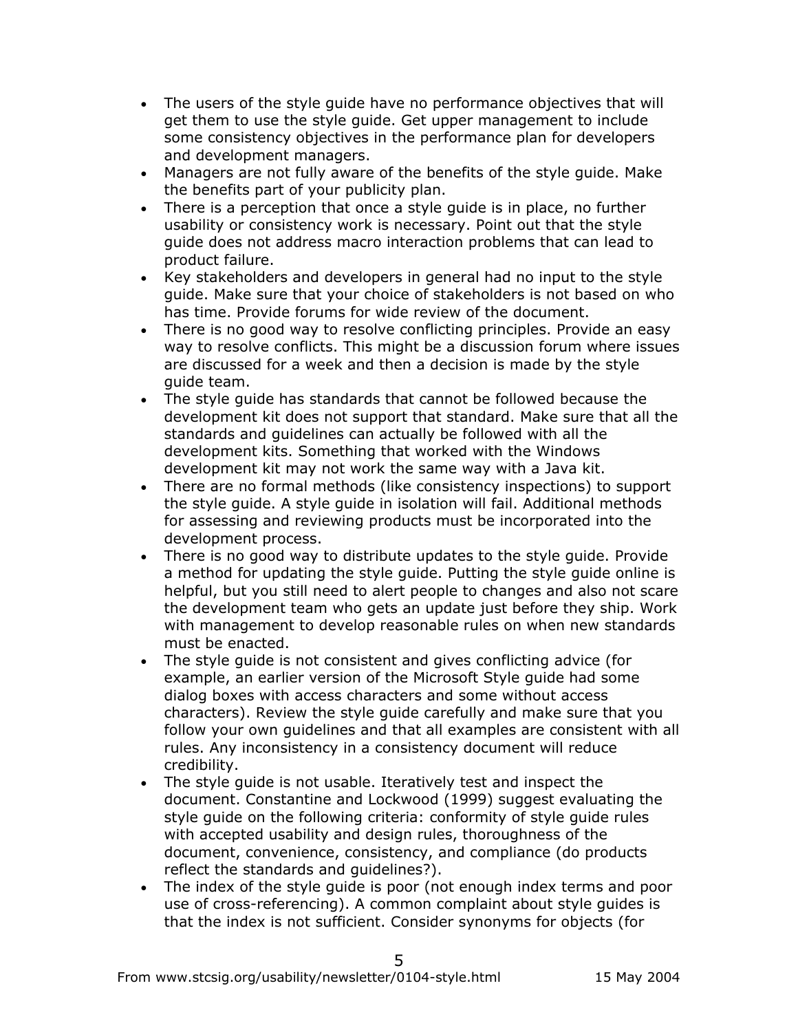- The users of the style guide have no performance objectives that will get them to use the style guide. Get upper management to include some consistency objectives in the performance plan for developers and development managers.
- Managers are not fully aware of the benefits of the style guide. Make the benefits part of your publicity plan.
- There is a perception that once a style guide is in place, no further usability or consistency work is necessary. Point out that the style guide does not address macro interaction problems that can lead to product failure.
- Key stakeholders and developers in general had no input to the style guide. Make sure that your choice of stakeholders is not based on who has time. Provide forums for wide review of the document.
- There is no good way to resolve conflicting principles. Provide an easy way to resolve conflicts. This might be a discussion forum where issues are discussed for a week and then a decision is made by the style guide team.
- The style guide has standards that cannot be followed because the development kit does not support that standard. Make sure that all the standards and guidelines can actually be followed with all the development kits. Something that worked with the Windows development kit may not work the same way with a Java kit.
- There are no formal methods (like consistency inspections) to support the style guide. A style guide in isolation will fail. Additional methods for assessing and reviewing products must be incorporated into the development process.
- There is no good way to distribute updates to the style guide. Provide a method for updating the style guide. Putting the style guide online is helpful, but you still need to alert people to changes and also not scare the development team who gets an update just before they ship. Work with management to develop reasonable rules on when new standards must be enacted.
- The style guide is not consistent and gives conflicting advice (for example, an earlier version of the Microsoft Style guide had some dialog boxes with access characters and some without access characters). Review the style guide carefully and make sure that you follow your own guidelines and that all examples are consistent with all rules. Any inconsistency in a consistency document will reduce credibility.
- The style guide is not usable. Iteratively test and inspect the document. Constantine and Lockwood (1999) suggest evaluating the style guide on the following criteria: conformity of style guide rules with accepted usability and design rules, thoroughness of the document, convenience, consistency, and compliance (do products reflect the standards and guidelines?).
- The index of the style guide is poor (not enough index terms and poor use of cross-referencing). A common complaint about style guides is that the index is not sufficient. Consider synonyms for objects (for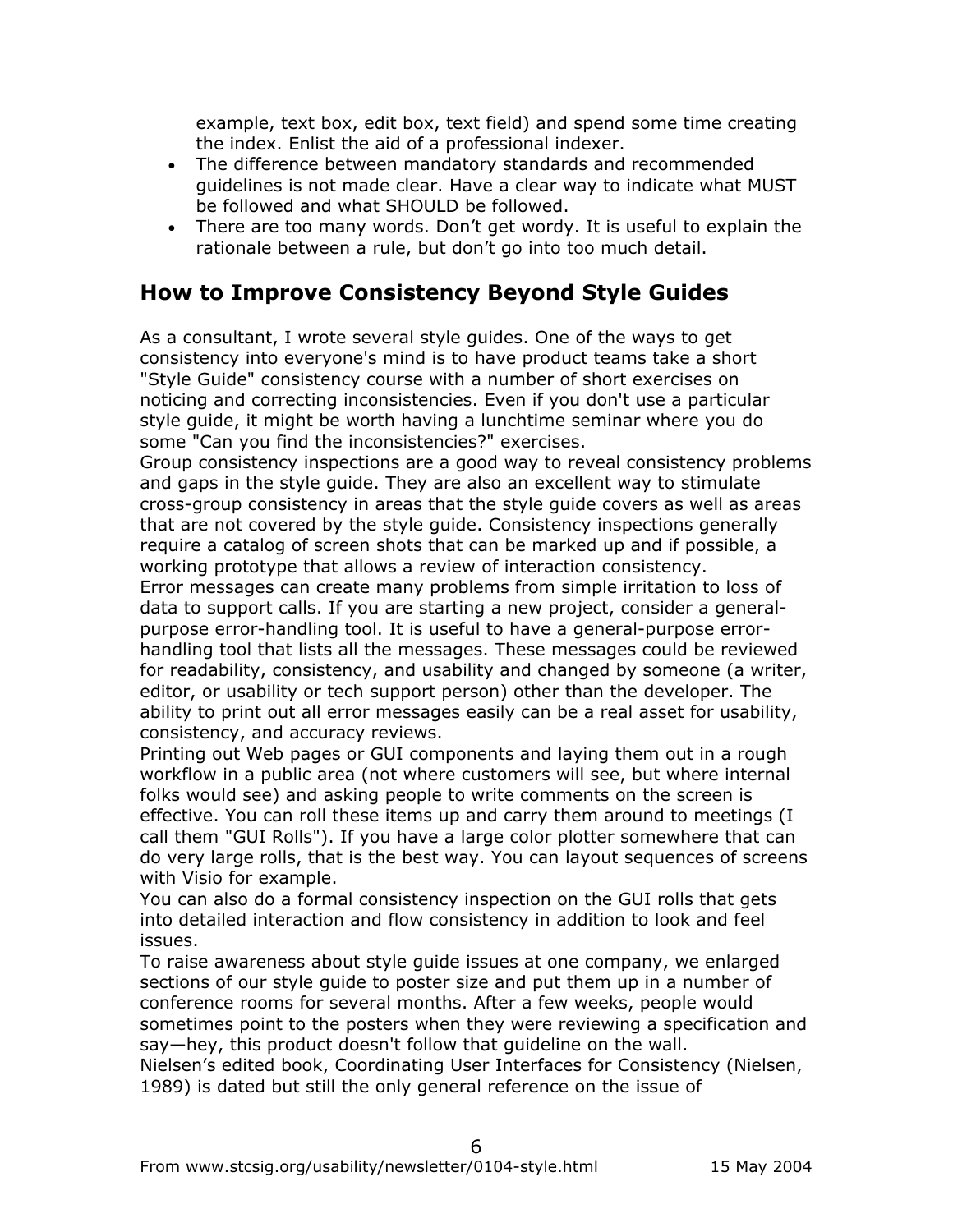example, text box, edit box, text field) and spend some time creating the index. Enlist the aid of a professional indexer.

- The difference between mandatory standards and recommended guidelines is not made clear. Have a clear way to indicate what MUST be followed and what SHOULD be followed.
- There are too many words. Don't get wordy. It is useful to explain the rationale between a rule, but don't go into too much detail.

## How to Improve Consistency Beyond Style Guides

As a consultant, I wrote several style guides. One of the ways to get consistency into everyone's mind is to have product teams take a short "Style Guide" consistency course with a number of short exercises on noticing and correcting inconsistencies. Even if you don't use a particular style guide, it might be worth having a lunchtime seminar where you do some "Can you find the inconsistencies?" exercises.

Group consistency inspections are a good way to reveal consistency problems and gaps in the style guide. They are also an excellent way to stimulate cross-group consistency in areas that the style guide covers as well as areas that are not covered by the style guide. Consistency inspections generally require a catalog of screen shots that can be marked up and if possible, a working prototype that allows a review of interaction consistency.

Error messages can create many problems from simple irritation to loss of data to support calls. If you are starting a new project, consider a general-purpose error-handling tool. It is useful to have a general-purpose error-handling tool that lists all the messages. These messages could be reviewed for readability, consistency, and usability and changed by someone (a writer, editor, or usability or tech support person) other than the developer. The ability to print out all error messages easily can be a real asset for usability, consistency, and accuracy reviews.

Printing out Web pages or GUI components and laying them out in a rough workflow in a public area (not where customers will see, but where internal folks would see) and asking people to write comments on the screen is effective. You can roll these items up and carry them around to meetings (I call them "GUI Rolls"). If you have a large color plotter somewhere that can do very large rolls, that is the best way. You can layout sequences of screens with Visio for example.

You can also do a formal consistency inspection on the GUI rolls that gets into detailed interaction and flow consistency in addition to look and feel issues.

To raise awareness about style guide issues at one company, we enlarged sections of our style guide to poster size and put them up in a number of conference rooms for several months. After a few weeks, people would sometimes point to the posters when they were reviewing a specification and say—hey, this product doesn't follow that guideline on the wall.

Nielsen's edited book, Coordinating User Interfaces for Consistency (Nielsen, 1989) is dated but still the only general reference on the issue of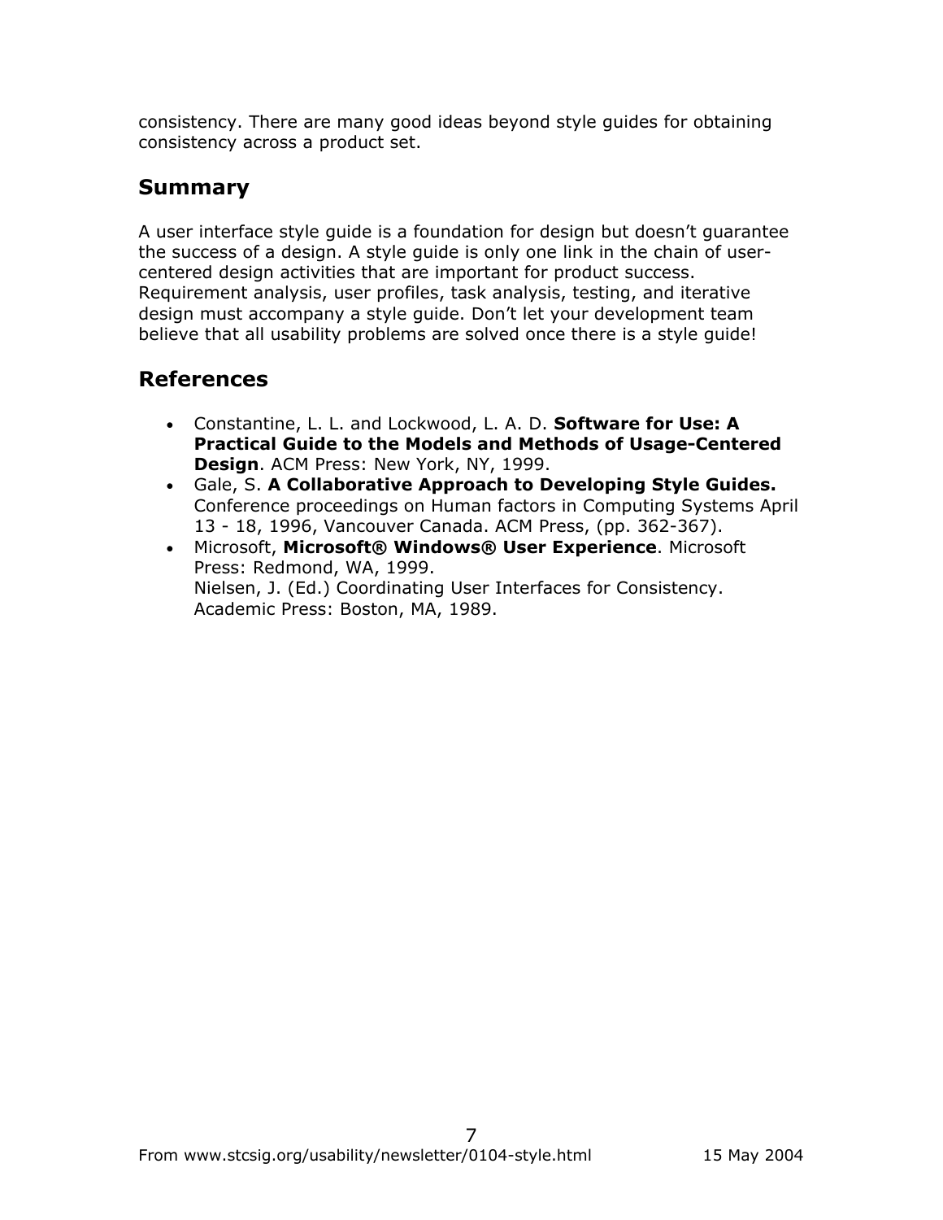consistency. There are many good ideas beyond style guides for obtaining consistency across a product set.

## Summary

A user interface style guide is a foundation for design but doesn't guarantee the success of a design. A style guide is only one link in the chain of user-centered design activities that are important for product success. Requirement analysis, user profiles, task analysis, testing, and iterative design must accompany a style guide. Don't let your development team believe that all usability problems are solved once there is a style guide!

## References

- Constantine, L. L. and Lockwood, L. A. D. **Software for Use: A Practical Guide to the Models and Methods of Usage-Centered Design**. ACM Press: New York, NY, 1999.
- Gale, S. **A Collaborative Approach to Developing Style Guides.** Conference proceedings on Human factors in Computing Systems April 13 - 18, 1996, Vancouver Canada. ACM Press, (pp. 362-367).
- Microsoft, **Microsoft® Windows® User Experience**. Microsoft Press: Redmond, WA, 1999.
  Nielsen, J. (Ed.) Coordinating User Interfaces for Consistency. Academic Press: Boston, MA, 1989.